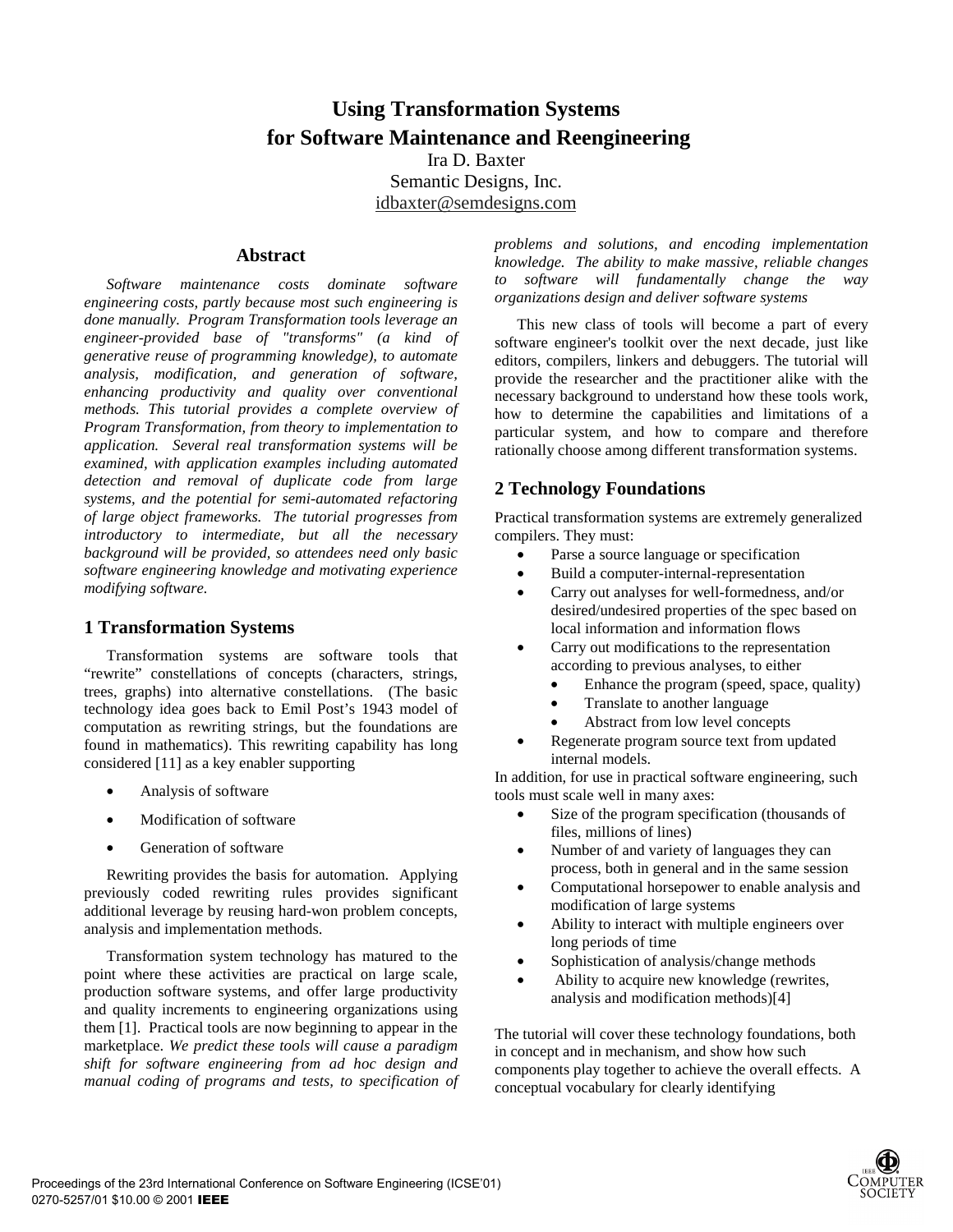# Using Transformation Systems for Software Maintenance and Reengineering

Ira D. Baxter
Semantic Designs, Inc.
idbaxter@semdesigns.com

## Abstract

*Software maintenance costs dominate software engineering costs, partly because most such engineering is done manually. Program Transformation tools leverage an engineer-provided base of "transforms" (a kind of generative reuse of programming knowledge), to automate analysis, modification, and generation of software, enhancing productivity and quality over conventional methods. This tutorial provides a complete overview of Program Transformation, from theory to implementation to application. Several real transformation systems will be examined, with application examples including automated detection and removal of duplicate code from large systems, and the potential for semi-automated refactoring of large object frameworks. The tutorial progresses from introductory to intermediate, but all the necessary background will be provided, so attendees need only basic software engineering knowledge and motivating experience modifying software.*

## 1 Transformation Systems

Transformation systems are software tools that "rewrite" constellations of concepts (characters, strings, trees, graphs) into alternative constellations. (The basic technology idea goes back to Emil Post's 1943 model of computation as rewriting strings, but the foundations are found in mathematics). This rewriting capability has long considered [11] as a key enabler supporting

- Analysis of software
- Modification of software
- Generation of software

Rewriting provides the basis for automation. Applying previously coded rewriting rules provides significant additional leverage by reusing hard-won problem concepts, analysis and implementation methods.

Transformation system technology has matured to the point where these activities are practical on large scale, production software systems, and offer large productivity and quality increments to engineering organizations using them [1]. Practical tools are now beginning to appear in the marketplace. *We predict these tools will cause a paradigm shift for software engineering from ad hoc design and manual coding of programs and tests, to specification of problems and solutions, and encoding implementation knowledge. The ability to make massive, reliable changes to software will fundamentally change the way organizations design and deliver software systems*

This new class of tools will become a part of every software engineer's toolkit over the next decade, just like editors, compilers, linkers and debuggers. The tutorial will provide the researcher and the practitioner alike with the necessary background to understand how these tools work, how to determine the capabilities and limitations of a particular system, and how to compare and therefore rationally choose among different transformation systems.

## 2 Technology Foundations

Practical transformation systems are extremely generalized compilers. They must:

- Parse a source language or specification
- Build a computer-internal-representation
- Carry out analyses for well-formedness, and/or desired/undesired properties of the spec based on local information and information flows
- Carry out modifications to the representation according to previous analyses, to either
  - Enhance the program (speed, space, quality)
  - Translate to another language
  - Abstract from low level concepts
- Regenerate program source text from updated internal models.

In addition, for use in practical software engineering, such tools must scale well in many axes:

- Size of the program specification (thousands of files, millions of lines)
- Number of and variety of languages they can process, both in general and in the same session
- Computational horsepower to enable analysis and modification of large systems
- Ability to interact with multiple engineers over long periods of time
- Sophistication of analysis/change methods
- Ability to acquire new knowledge (rewrites, analysis and modification methods)[4]

The tutorial will cover these technology foundations, both in concept and in mechanism, and show how such components play together to achieve the overall effects. A conceptual vocabulary for clearly identifying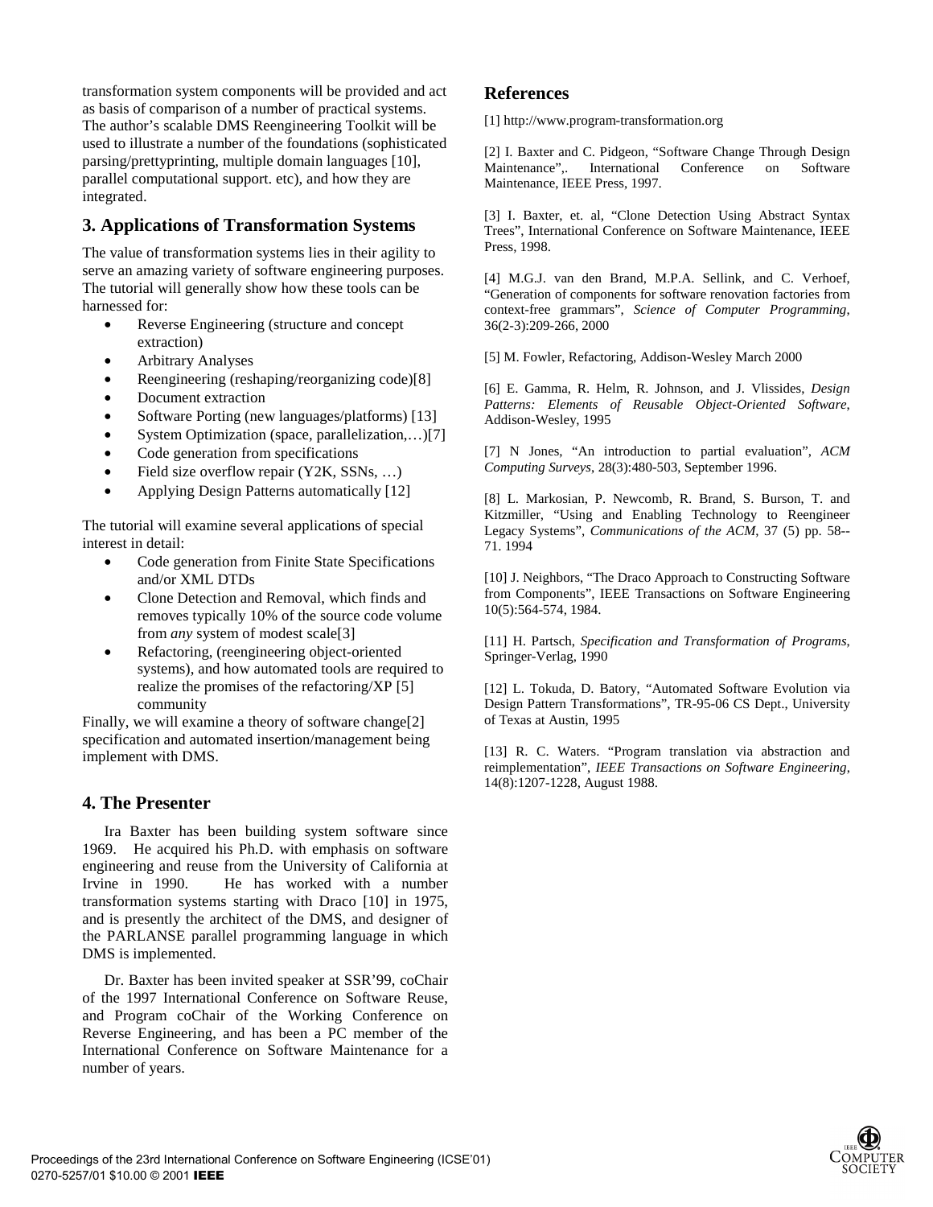transformation system components will be provided and act as basis of comparison of a number of practical systems. The author's scalable DMS Reengineering Toolkit will be used to illustrate a number of the foundations (sophisticated parsing/prettyprinting, multiple domain languages [10], parallel computational support. etc), and how they are integrated.

## 3. Applications of Transformation Systems

The value of transformation systems lies in their agility to serve an amazing variety of software engineering purposes. The tutorial will generally show how these tools can be harnessed for:

- Reverse Engineering (structure and concept extraction)
- Arbitrary Analyses
- Reengineering (reshaping/reorganizing code)[8]
- Document extraction
- Software Porting (new languages/platforms) [13]
- System Optimization (space, parallelization,…)[7]
- Code generation from specifications
- Field size overflow repair (Y2K, SSNs, …)
- Applying Design Patterns automatically [12]

The tutorial will examine several applications of special interest in detail:

- Code generation from Finite State Specifications and/or XML DTDs
- Clone Detection and Removal, which finds and removes typically 10% of the source code volume from *any* system of modest scale[3]
- Refactoring, (reengineering object-oriented systems), and how automated tools are required to realize the promises of the refactoring/XP [5] community

Finally, we will examine a theory of software change[2] specification and automated insertion/management being implement with DMS.

## 4. The Presenter

Ira Baxter has been building system software since 1969. He acquired his Ph.D. with emphasis on software engineering and reuse from the University of California at Irvine in 1990. He has worked with a number transformation systems starting with Draco [10] in 1975, and is presently the architect of the DMS, and designer of the PARLANSE parallel programming language in which DMS is implemented.

Dr. Baxter has been invited speaker at SSR'99, coChair of the 1997 International Conference on Software Reuse, and Program coChair of the Working Conference on Reverse Engineering, and has been a PC member of the International Conference on Software Maintenance for a number of years.

## References

[1] http://www.program-transformation.org

[2] I. Baxter and C. Pidgeon, "Software Change Through Design Maintenance",. International Conference on Software Maintenance, IEEE Press, 1997.

[3] I. Baxter, et. al, "Clone Detection Using Abstract Syntax Trees", International Conference on Software Maintenance, IEEE Press, 1998.

[4] M.G.J. van den Brand, M.P.A. Sellink, and C. Verhoef, "Generation of components for software renovation factories from context-free grammars", *Science of Computer Programming*, 36(2-3):209-266, 2000

[5] M. Fowler, Refactoring, Addison-Wesley March 2000

[6] E. Gamma, R. Helm, R. Johnson, and J. Vlissides, *Design Patterns: Elements of Reusable Object-Oriented Software*, Addison-Wesley, 1995

[7] N Jones, "An introduction to partial evaluation", *ACM Computing Surveys*, 28(3):480-503, September 1996.

[8] L. Markosian, P. Newcomb, R. Brand, S. Burson, T. and Kitzmiller, "Using and Enabling Technology to Reengineer Legacy Systems", *Communications of the ACM*, 37 (5) pp. 58--71. 1994

[10] J. Neighbors, "The Draco Approach to Constructing Software from Components", IEEE Transactions on Software Engineering 10(5):564-574, 1984.

[11] H. Partsch, *Specification and Transformation of Programs*, Springer-Verlag, 1990

[12] L. Tokuda, D. Batory, "Automated Software Evolution via Design Pattern Transformations", TR-95-06 CS Dept., University of Texas at Austin, 1995

[13] R. C. Waters. "Program translation via abstraction and reimplementation", *IEEE Transactions on Software Engineering*, 14(8):1207-1228, August 1988.